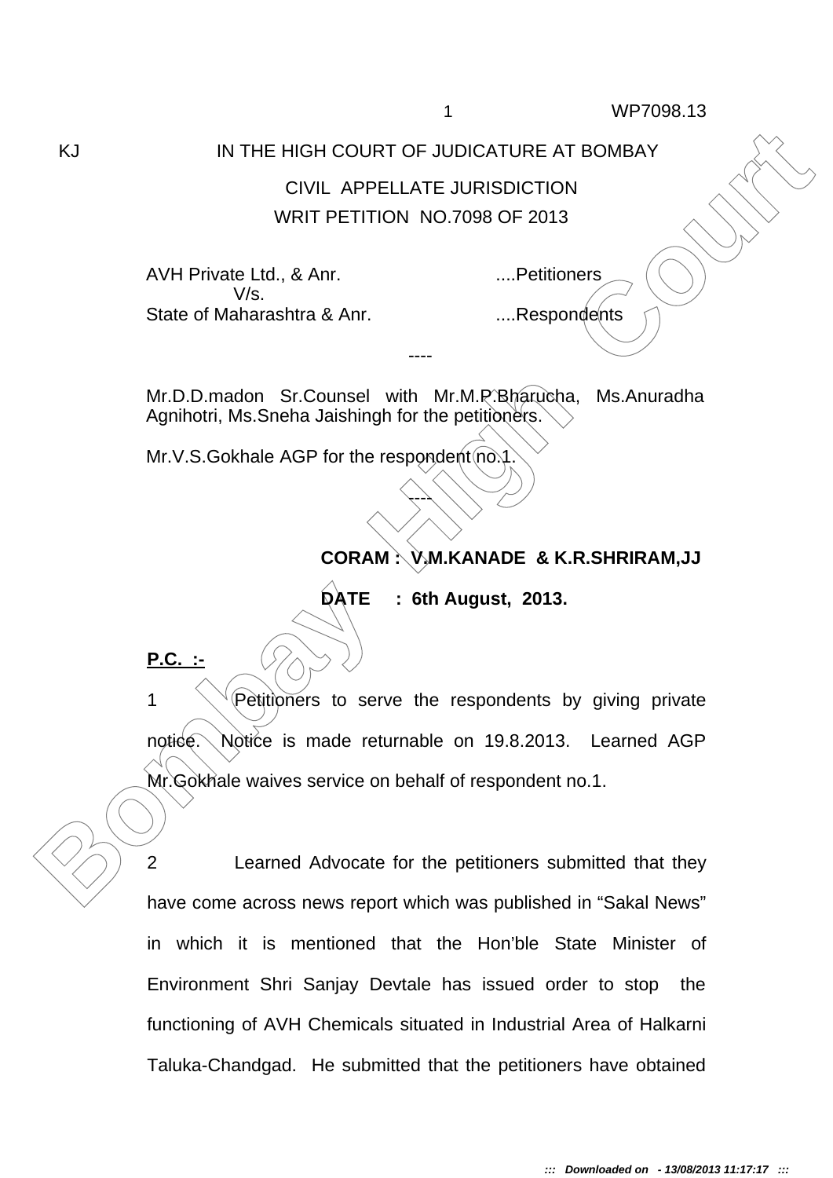KJ

# IN THE HIGH COURT OF JUDICATURE AT BOMBAY

## CIVIL APPELLATE JURISDICTION

## WRIT PETITION NO.7098 OF 2013

AVH Private Ltd., & Anr. ....Petitioners

V/s.

State of Maharashtra & Anr. ....Respondents

----

Mr.D.D.madon Sr.Counsel with Mr.M.P.Bharucha, Ms.Anuradha Agnihotri, Ms.Sneha Jaishingh for the petitioners.

Mr.V.S.Gokhale AGP for the respondent no.1.

----

**CORAM : V.M.KANADE & K.R.SHRIRAM,JJ**

**DATE : 6th August, 2013.**

**P.C. :-**

1 Petitioners to serve the respondents by giving private notice. Notice is made returnable on 19.8.2013. Learned AGP Mr.Gokhale waives service on behalf of respondent no.1.

2 Learned Advocate for the petitioners submitted that they have come across news report which was published in "Sakal News" in which it is mentioned that the Hon'ble State Minister of Environment Shri Sanjay Devtale has issued order to stop the functioning of AVH Chemicals situated in Industrial Area of Halkarni Taluka-Chandgad. He submitted that the petitioners have obtained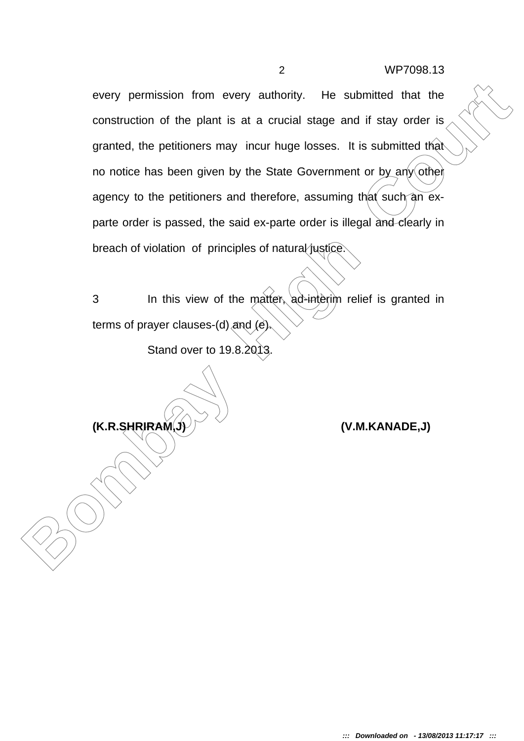every permission from every authority. He submitted that the construction of the plant is at a crucial stage and if stay order is granted, the petitioners may incur huge losses. It is submitted that no notice has been given by the State Government or by any other agency to the petitioners and therefore, assuming that such an ex-parte order is passed, the said ex-parte order is illegal and clearly in breach of violation of principles of natural justice.

3 In this view of the matter, ad-interim relief is granted in terms of prayer clauses-(d) and (e).

Stand over to 19.8.2013.

**(K.R.SHRIRAM,J)** **(V.M.KANADE,J)**